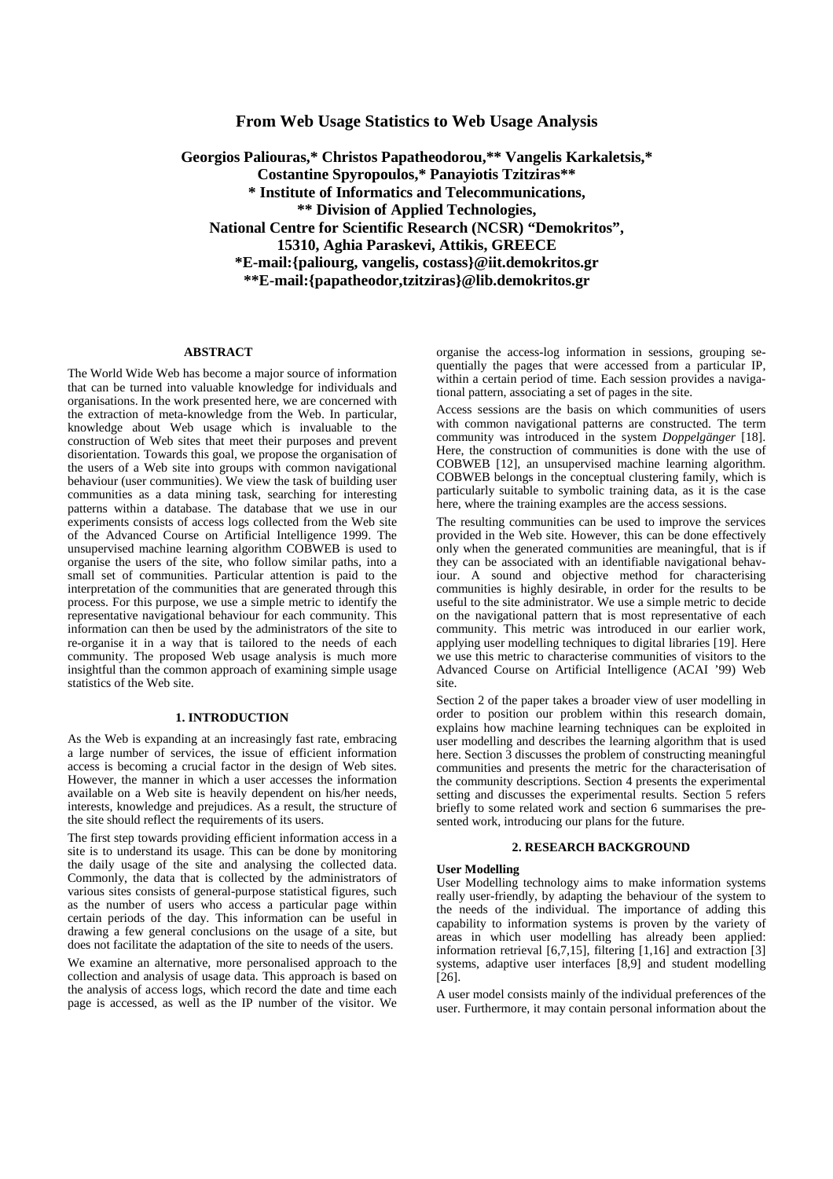# From Web Usage Statistics to Web Usage Analysis

**Georgios Paliouras,\* Christos Papatheodorou,\*\* Vangelis Karkaletsis,\***
**Costantine Spyropoulos,\* Panayiotis Tzitziras\*\***
**\* Institute of Informatics and Telecommunications,**
**\*\* Division of Applied Technologies,**
**National Centre for Scientific Research (NCSR) "Demokritos",**
**15310, Aghia Paraskevi, Attikis, GREECE**
**\*E-mail:{paliourg, vangelis, costass}@iit.demokritos.gr**
**\*\*E-mail:{papatheodor,tzitziras}@lib.demokritos.gr**

## ABSTRACT

The World Wide Web has become a major source of information that can be turned into valuable knowledge for individuals and organisations. In the work presented here, we are concerned with the extraction of meta-knowledge from the Web. In particular, knowledge about Web usage which is invaluable to the construction of Web sites that meet their purposes and prevent disorientation. Towards this goal, we propose the organisation of the users of a Web site into groups with common navigational behaviour (user communities). We view the task of building user communities as a data mining task, searching for interesting patterns within a database. The database that we use in our experiments consists of access logs collected from the Web site of the Advanced Course on Artificial Intelligence 1999. The unsupervised machine learning algorithm COBWEB is used to organise the users of the site, who follow similar paths, into a small set of communities. Particular attention is paid to the interpretation of the communities that are generated through this process. For this purpose, we use a simple metric to identify the representative navigational behaviour for each community. This information can then be used by the administrators of the site to re-organise it in a way that is tailored to the needs of each community. The proposed Web usage analysis is much more insightful than the common approach of examining simple usage statistics of the Web site.

## 1. INTRODUCTION

As the Web is expanding at an increasingly fast rate, embracing a large number of services, the issue of efficient information access is becoming a crucial factor in the design of Web sites. However, the manner in which a user accesses the information available on a Web site is heavily dependent on his/her needs, interests, knowledge and prejudices. As a result, the structure of the site should reflect the requirements of its users.

The first step towards providing efficient information access in a site is to understand its usage. This can be done by monitoring the daily usage of the site and analysing the collected data. Commonly, the data that is collected by the administrators of various sites consists of general-purpose statistical figures, such as the number of users who access a particular page within certain periods of the day. This information can be useful in drawing a few general conclusions on the usage of a site, but does not facilitate the adaptation of the site to needs of the users.

We examine an alternative, more personalised approach to the collection and analysis of usage data. This approach is based on the analysis of access logs, which record the date and time each page is accessed, as well as the IP number of the visitor. We organise the access-log information in sessions, grouping sequentially the pages that were accessed from a particular IP, within a certain period of time. Each session provides a navigational pattern, associating a set of pages in the site.

Access sessions are the basis on which communities of users with common navigational patterns are constructed. The term community was introduced in the system *Doppelgänger* [18]. Here, the construction of communities is done with the use of COBWEB [12], an unsupervised machine learning algorithm. COBWEB belongs in the conceptual clustering family, which is particularly suitable to symbolic training data, as it is the case here, where the training examples are the access sessions.

The resulting communities can be used to improve the services provided in the Web site. However, this can be done effectively only when the generated communities are meaningful, that is if they can be associated with an identifiable navigational behaviour. A sound and objective method for characterising communities is highly desirable, in order for the results to be useful to the site administrator. We use a simple metric to decide on the navigational pattern that is most representative of each community. This metric was introduced in our earlier work, applying user modelling techniques to digital libraries [19]. Here we use this metric to characterise communities of visitors to the Advanced Course on Artificial Intelligence (ACAI '99) Web site.

Section 2 of the paper takes a broader view of user modelling in order to position our problem within this research domain, explains how machine learning techniques can be exploited in user modelling and describes the learning algorithm that is used here. Section 3 discusses the problem of constructing meaningful communities and presents the metric for the characterisation of the community descriptions. Section 4 presents the experimental setting and discusses the experimental results. Section 5 refers briefly to some related work and section 6 summarises the presented work, introducing our plans for the future.

## 2. RESEARCH BACKGROUND

### User Modelling

User Modelling technology aims to make information systems really user-friendly, by adapting the behaviour of the system to the needs of the individual. The importance of adding this capability to information systems is proven by the variety of areas in which user modelling has already been applied: information retrieval [6,7,15], filtering [1,16] and extraction [3] systems, adaptive user interfaces [8,9] and student modelling [26].

A user model consists mainly of the individual preferences of the user. Furthermore, it may contain personal information about the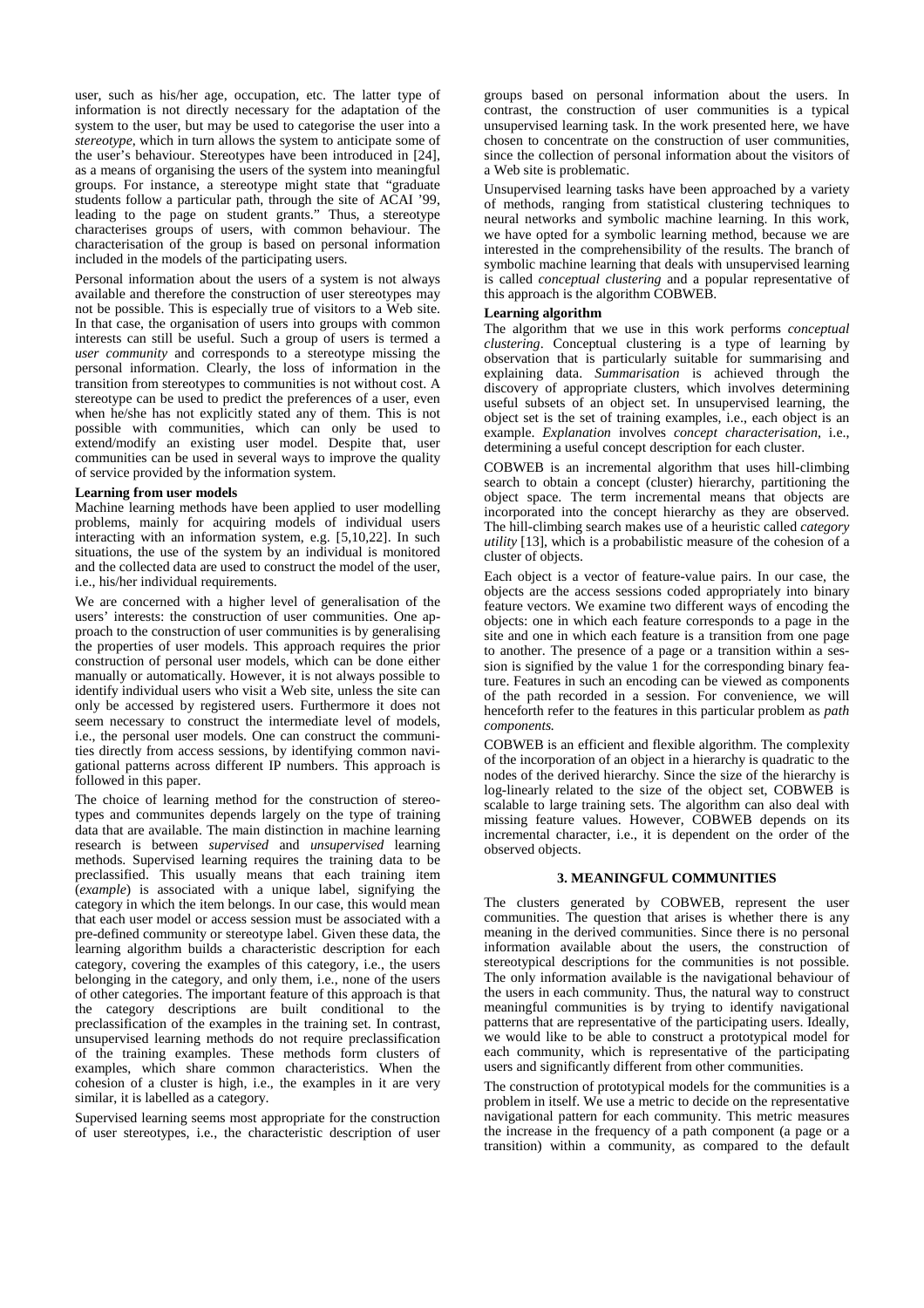user, such as his/her age, occupation, etc. The latter type of information is not directly necessary for the adaptation of the system to the user, but may be used to categorise the user into a *stereotype*, which in turn allows the system to anticipate some of the user's behaviour. Stereotypes have been introduced in [24], as a means of organising the users of the system into meaningful groups. For instance, a stereotype might state that "graduate students follow a particular path, through the site of ACAI '99, leading to the page on student grants." Thus, a stereotype characterises groups of users, with common behaviour. The characterisation of the group is based on personal information included in the models of the participating users.

Personal information about the users of a system is not always available and therefore the construction of user stereotypes may not be possible. This is especially true of visitors to a Web site. In that case, the organisation of users into groups with common interests can still be useful. Such a group of users is termed a *user community* and corresponds to a stereotype missing the personal information. Clearly, the loss of information in the transition from stereotypes to communities is not without cost. A stereotype can be used to predict the preferences of a user, even when he/she has not explicitly stated any of them. This is not possible with communities, which can only be used to extend/modify an existing user model. Despite that, user communities can be used in several ways to improve the quality of service provided by the information system.

**Learning from user models**

Machine learning methods have been applied to user modelling problems, mainly for acquiring models of individual users interacting with an information system, e.g. [5,10,22]. In such situations, the use of the system by an individual is monitored and the collected data are used to construct the model of the user, i.e., his/her individual requirements.

We are concerned with a higher level of generalisation of the users' interests: the construction of user communities. One approach to the construction of user communities is by generalising the properties of user models. This approach requires the prior construction of personal user models, which can be done either manually or automatically. However, it is not always possible to identify individual users who visit a Web site, unless the site can only be accessed by registered users. Furthermore it does not seem necessary to construct the intermediate level of models, i.e., the personal user models. One can construct the communities directly from access sessions, by identifying common navigational patterns across different IP numbers. This approach is followed in this paper.

The choice of learning method for the construction of stereotypes and communites depends largely on the type of training data that are available. The main distinction in machine learning research is between *supervised* and *unsupervised* learning methods. Supervised learning requires the training data to be preclassified. This usually means that each training item (*example*) is associated with a unique label, signifying the category in which the item belongs. In our case, this would mean that each user model or access session must be associated with a pre-defined community or stereotype label. Given these data, the learning algorithm builds a characteristic description for each category, covering the examples of this category, i.e., the users belonging in the category, and only them, i.e., none of the users of other categories. The important feature of this approach is that the category descriptions are built conditional to the preclassification of the examples in the training set. In contrast, unsupervised learning methods do not require preclassification of the training examples. These methods form clusters of examples, which share common characteristics. When the cohesion of a cluster is high, i.e., the examples in it are very similar, it is labelled as a category.

Supervised learning seems most appropriate for the construction of user stereotypes, i.e., the characteristic description of user groups based on personal information about the users. In contrast, the construction of user communities is a typical unsupervised learning task. In the work presented here, we have chosen to concentrate on the construction of user communities, since the collection of personal information about the visitors of a Web site is problematic.

Unsupervised learning tasks have been approached by a variety of methods, ranging from statistical clustering techniques to neural networks and symbolic machine learning. In this work, we have opted for a symbolic learning method, because we are interested in the comprehensibility of the results. The branch of symbolic machine learning that deals with unsupervised learning is called *conceptual clustering* and a popular representative of this approach is the algorithm COBWEB.

**Learning algorithm**

The algorithm that we use in this work performs *conceptual clustering*. Conceptual clustering is a type of learning by observation that is particularly suitable for summarising and explaining data. *Summarisation* is achieved through the discovery of appropriate clusters, which involves determining useful subsets of an object set. In unsupervised learning, the object set is the set of training examples, i.e., each object is an example. *Explanation* involves *concept characterisation*, i.e., determining a useful concept description for each cluster.

COBWEB is an incremental algorithm that uses hill-climbing search to obtain a concept (cluster) hierarchy, partitioning the object space. The term incremental means that objects are incorporated into the concept hierarchy as they are observed. The hill-climbing search makes use of a heuristic called *category utility* [13], which is a probabilistic measure of the cohesion of a cluster of objects.

Each object is a vector of feature-value pairs. In our case, the objects are the access sessions coded appropriately into binary feature vectors. We examine two different ways of encoding the objects: one in which each feature corresponds to a page in the site and one in which each feature is a transition from one page to another. The presence of a page or a transition within a session is signified by the value 1 for the corresponding binary feature. Features in such an encoding can be viewed as components of the path recorded in a session. For convenience, we will henceforth refer to the features in this particular problem as *path components.*

COBWEB is an efficient and flexible algorithm. The complexity of the incorporation of an object in a hierarchy is quadratic to the nodes of the derived hierarchy. Since the size of the hierarchy is log-linearly related to the size of the object set, COBWEB is scalable to large training sets. The algorithm can also deal with missing feature values. However, COBWEB depends on its incremental character, i.e., it is dependent on the order of the observed objects.

## 3. MEANINGFUL COMMUNITIES

The clusters generated by COBWEB, represent the user communities. The question that arises is whether there is any meaning in the derived communities. Since there is no personal information available about the users, the construction of stereotypical descriptions for the communities is not possible. The only information available is the navigational behaviour of the users in each community. Thus, the natural way to construct meaningful communities is by trying to identify navigational patterns that are representative of the participating users. Ideally, we would like to be able to construct a prototypical model for each community, which is representative of the participating users and significantly different from other communities.

The construction of prototypical models for the communities is a problem in itself. We use a metric to decide on the representative navigational pattern for each community. This metric measures the increase in the frequency of a path component (a page or a transition) within a community, as compared to the default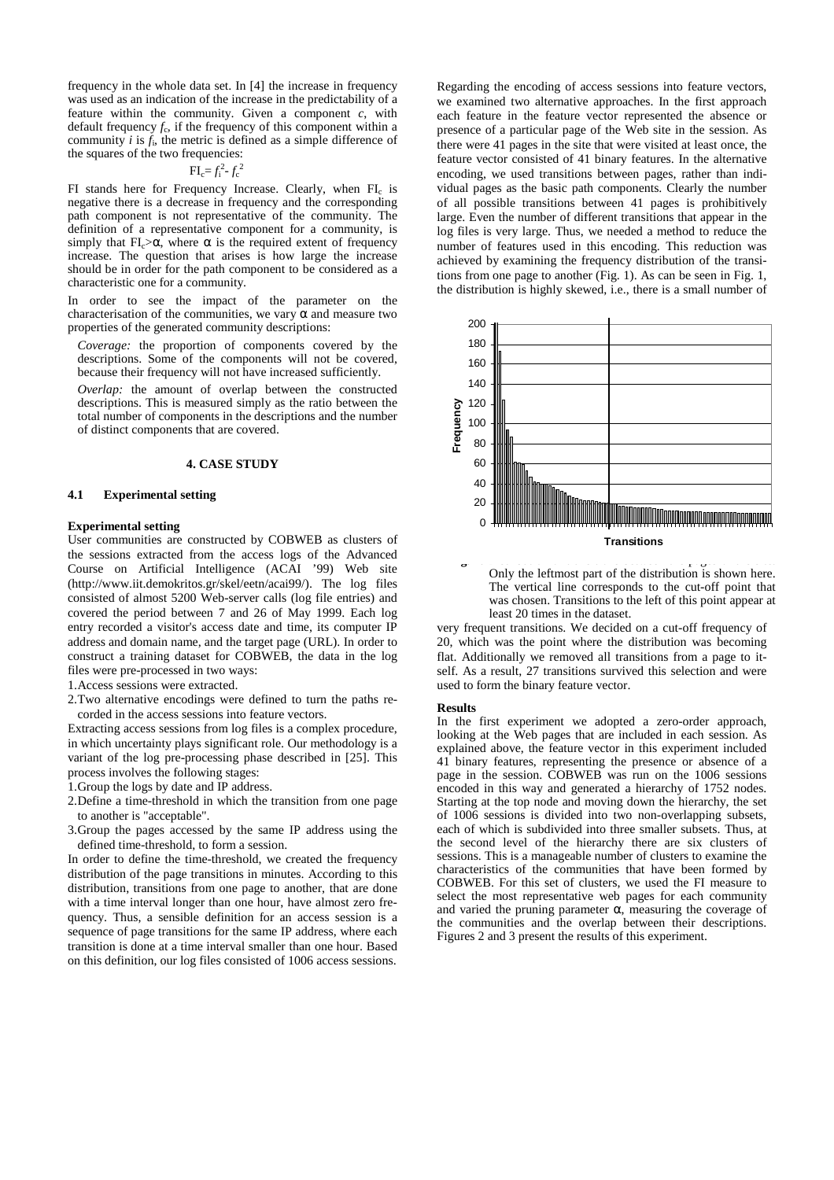frequency in the whole data set. In [4] the increase in frequency was used as an indication of the increase in the predictability of a feature within the community. Given a component *c*, with default frequency $f_c$, if the frequency of this component within a community *i* is $f_i$, the metric is defined as a simple difference of the squares of the two frequencies:

$$FI_c = f_i^2 - f_c^2$$

FI stands here for Frequency Increase. Clearly, when $FI_c$ is negative there is a decrease in frequency and the corresponding path component is not representative of the community. The definition of a representative component for a community, is simply that $FI_c > \alpha$, where $\alpha$ is the required extent of frequency increase. The question that arises is how large the increase should be in order for the path component to be considered as a characteristic one for a community.

In order to see the impact of the parameter on the characterisation of the communities, we vary $\alpha$ and measure two properties of the generated community descriptions:

*Coverage:* the proportion of components covered by the descriptions. Some of the components will not be covered, because their frequency will not have increased sufficiently.

*Overlap:* the amount of overlap between the constructed descriptions. This is measured simply as the ratio between the total number of components in the descriptions and the number of distinct components that are covered.

## 4. CASE STUDY

### 4.1 Experimental setting

**Experimental setting**

User communities are constructed by COBWEB as clusters of the sessions extracted from the access logs of the Advanced Course on Artificial Intelligence (ACAI '99) Web site (http://www.iit.demokritos.gr/skel/eetn/acai99/). The log files consisted of almost 5200 Web-server calls (log file entries) and covered the period between 7 and 26 of May 1999. Each log entry recorded a visitor's access date and time, its computer IP address and domain name, and the target page (URL). In order to construct a training dataset for COBWEB, the data in the log files were pre-processed in two ways:

1. Access sessions were extracted.
2. Two alternative encodings were defined to turn the paths recorded in the access sessions into feature vectors.

Extracting access sessions from log files is a complex procedure, in which uncertainty plays significant role. Our methodology is a variant of the log pre-processing phase described in [25]. This process involves the following stages:

1. Group the logs by date and IP address.
2. Define a time-threshold in which the transition from one page to another is "acceptable".
3. Group the pages accessed by the same IP address using the defined time-threshold, to form a session.

In order to define the time-threshold, we created the frequency distribution of the page transitions in minutes. According to this distribution, transitions from one page to another, that are done with a time interval longer than one hour, have almost zero frequency. Thus, a sensible definition for an access session is a sequence of page transitions for the same IP address, where each transition is done at a time interval smaller than one hour. Based on this definition, our log files consisted of 1006 access sessions.

Regarding the encoding of access sessions into feature vectors, we examined two alternative approaches. In the first approach each feature in the feature vector represented the absence or presence of a particular page of the Web site in the session. As there were 41 pages in the site that were visited at least once, the feature vector consisted of 41 binary features. In the alternative encoding, we used transitions between pages, rather than individual pages as the basic path components. Clearly the number of all possible transitions between 41 pages is prohibitively large. Even the number of different transitions that appear in the log files is very large. Thus, we needed a method to reduce the number of features used in this encoding. This reduction was achieved by examining the frequency distribution of the transitions from one page to another (Fig. 1). As can be seen in Fig. 1, the distribution is highly skewed, i.e., there is a small number of very frequent transitions. We decided on a cut-off frequency of 20, which was the point where the distribution was becoming flat. Additionally we removed all transitions from a page to itself. As a result, 27 transitions survived this selection and were used to form the binary feature vector.

Only the leftmost part of the distribution is shown here. The vertical line corresponds to the cut-off point that was chosen. Transitions to the left of this point appear at least 20 times in the dataset.

**Results**

In the first experiment we adopted a zero-order approach, looking at the Web pages that are included in each session. As explained above, the feature vector in this experiment included 41 binary features, representing the presence or absence of a page in the session. COBWEB was run on the 1006 sessions encoded in this way and generated a hierarchy of 1752 nodes. Starting at the top node and moving down the hierarchy, the set of 1006 sessions is divided into two non-overlapping subsets, each of which is subdivided into three smaller subsets. Thus, at the second level of the hierarchy there are six clusters of sessions. This is a manageable number of clusters to examine the characteristics of the communities that have been formed by COBWEB. For this set of clusters, we used the FI measure to select the most representative web pages for each community and varied the pruning parameter $\alpha$, measuring the coverage of the communities and the overlap between their descriptions. Figures 2 and 3 present the results of this experiment.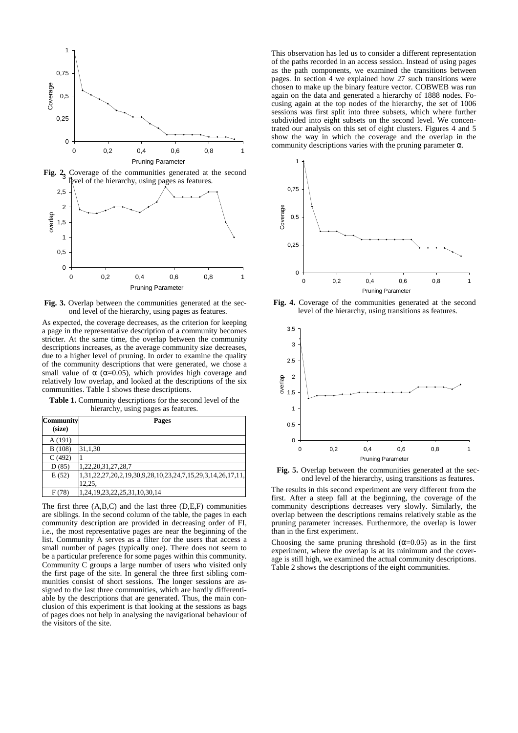**Fig. 2.** Coverage of the communities generated at the second level of the hierarchy, using pages as features.

**Fig. 3.** Overlap between the communities generated at the second level of the hierarchy, using pages as features.

As expected, the coverage decreases, as the criterion for keeping a page in the representative description of a community becomes stricter. At the same time, the overlap between the community descriptions increases, as the average community size decreases, due to a higher level of pruning. In order to examine the quality of the community descriptions that were generated, we chose a small value of $\alpha$ ($\alpha$=0.05), which provides high coverage and relatively low overlap, and looked at the descriptions of the six communities. Table 1 shows these descriptions.

**Table 1.** Community descriptions for the second level of the hierarchy, using pages as features.

| Community (size) | Pages |
|---|---|
| A (191) | |
| B (108) | 31,1,30 |
| C (492) | 1 |
| D (85) | 1,22,20,31,27,28,7 |
| E (52) | 1,31,22,27,20,2,19,30,9,28,10,23,24,7,15,29,3,14,26,17,11, 12,25, |
| F (78) | 1,24,19,23,22,25,31,10,30,14 |

The first three (A,B,C) and the last three (D,E,F) communities are siblings. In the second column of the table, the pages in each community description are provided in decreasing order of FI, i.e., the most representative pages are near the beginning of the list. Community A serves as a filter for the users that access a small number of pages (typically one). There does not seem to be a particular preference for some pages within this community. Community C groups a large number of users who visited only the first page of the site. In general the three first sibling communities consist of short sessions. The longer sessions are assigned to the last three communities, which are hardly differentiable by the descriptions that are generated. Thus, the main conclusion of this experiment is that looking at the sessions as bags of pages does not help in analysing the navigational behaviour of the visitors of the site.

This observation has led us to consider a different representation of the paths recorded in an access session. Instead of using pages as the path components, we examined the transitions between pages. In section 4 we explained how 27 such transitions were chosen to make up the binary feature vector. COBWEB was run again on the data and generated a hierarchy of 1888 nodes. Focusing again at the top nodes of the hierarchy, the set of 1006 sessions was first split into three subsets, which where further subdivided into eight subsets on the second level. We concentrated our analysis on this set of eight clusters. Figures 4 and 5 show the way in which the coverage and the overlap in the community descriptions varies with the pruning parameter $\alpha$.

**Fig. 4.** Coverage of the communities generated at the second level of the hierarchy, using transitions as features.

**Fig. 5.** Overlap between the communities generated at the second level of the hierarchy, using transitions as features.

The results in this second experiment are very different from the first. After a steep fall at the beginning, the coverage of the community descriptions decreases very slowly. Similarly, the overlap between the descriptions remains relatively stable as the pruning parameter increases. Furthermore, the overlap is lower than in the first experiment.

Choosing the same pruning threshold ($\alpha$=0.05) as in the first experiment, where the overlap is at its minimum and the coverage is still high, we examined the actual community descriptions. Table 2 shows the descriptions of the eight communities.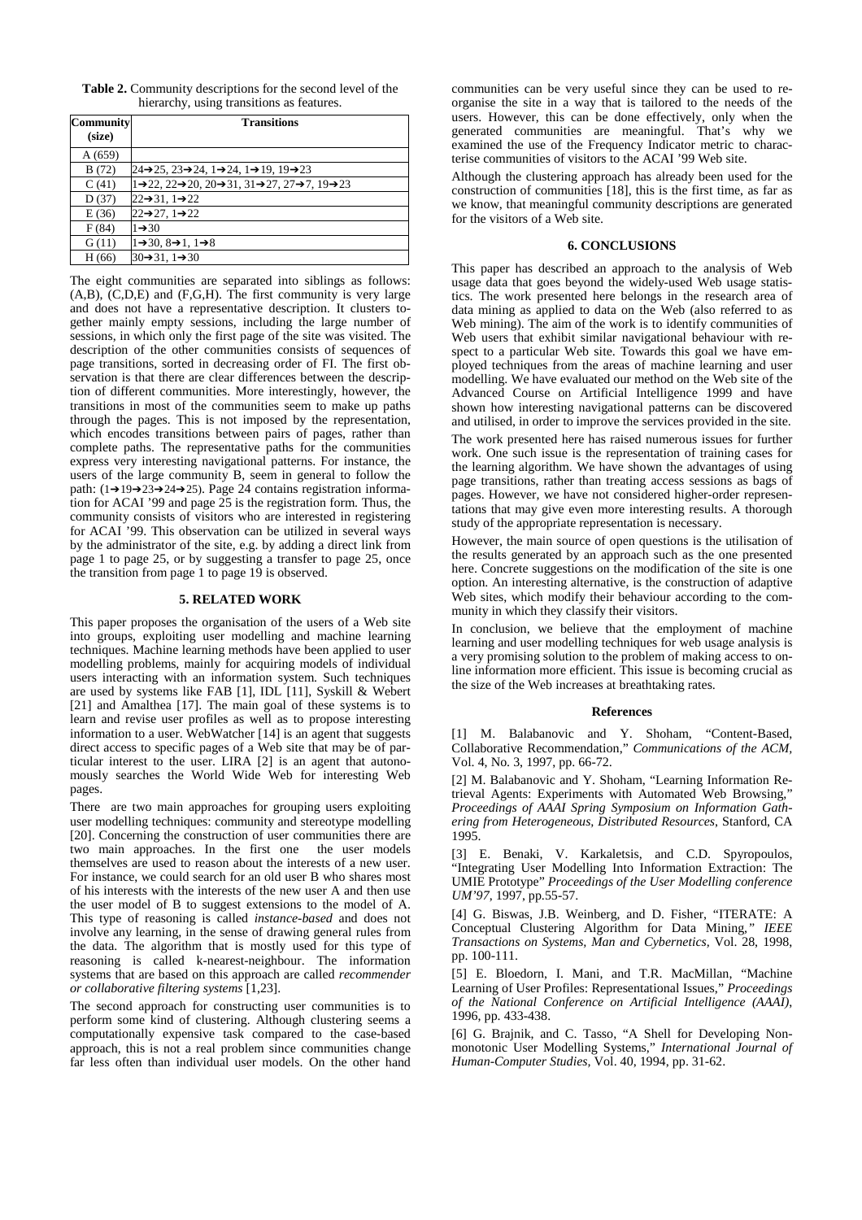**Table 2.** Community descriptions for the second level of the hierarchy, using transitions as features.

| Community (size) | Transitions |
|---|---|
| A (659) | |
| B (72) | 24→25, 23→24, 1→24, 1→19, 19→23 |
| C (41) | 1→22, 22→20, 20→31, 31→27, 27→7, 19→23 |
| D (37) | 22→31, 1→22 |
| E (36) | 22→27, 1→22 |
| F (84) | 1→30 |
| G (11) | 1→30, 8→1, 1→8 |
| H (66) | 30→31, 1→30 |

The eight communities are separated into siblings as follows: (A,B), (C,D,E) and (F,G,H). The first community is very large and does not have a representative description. It clusters together mainly empty sessions, including the large number of sessions, in which only the first page of the site was visited. The description of the other communities consists of sequences of page transitions, sorted in decreasing order of FI. The first observation is that there are clear differences between the description of different communities. More interestingly, however, the transitions in most of the communities seem to make up paths through the pages. This is not imposed by the representation, which encodes transitions between pairs of pages, rather than complete paths. The representative paths for the communities express very interesting navigational patterns. For instance, the users of the large community B, seem in general to follow the path: (1→19→23→24→25). Page 24 contains registration information for ACAI '99 and page 25 is the registration form. Thus, the community consists of visitors who are interested in registering for ACAI '99. This observation can be utilized in several ways by the administrator of the site, e.g. by adding a direct link from page 1 to page 25, or by suggesting a transfer to page 25, once the transition from page 1 to page 19 is observed.

## 5. RELATED WORK

This paper proposes the organisation of the users of a Web site into groups, exploiting user modelling and machine learning techniques. Machine learning methods have been applied to user modelling problems, mainly for acquiring models of individual users interacting with an information system. Such techniques are used by systems like FAB [1], IDL [11], Syskill & Webert [21] and Amalthea [17]. The main goal of these systems is to learn and revise user profiles as well as to propose interesting information to a user. WebWatcher [14] is an agent that suggests direct access to specific pages of a Web site that may be of particular interest to the user. LIRA [2] is an agent that autonomously searches the World Wide Web for interesting Web pages.

There are two main approaches for grouping users exploiting user modelling techniques: community and stereotype modelling [20]. Concerning the construction of user communities there are two main approaches. In the first one the user models themselves are used to reason about the interests of a new user. For instance, we could search for an old user B who shares most of his interests with the interests of the new user A and then use the user model of B to suggest extensions to the model of A. This type of reasoning is called *instance-based* and does not involve any learning, in the sense of drawing general rules from the data. The algorithm that is mostly used for this type of reasoning is called k-nearest-neighbour. The information systems that are based on this approach are called *recommender or collaborative filtering systems* [1,23].

The second approach for constructing user communities is to perform some kind of clustering. Although clustering seems a computationally expensive task compared to the case-based approach, this is not a real problem since communities change far less often than individual user models. On the other hand communities can be very useful since they can be used to reorganise the site in a way that is tailored to the needs of the users. However, this can be done effectively, only when the generated communities are meaningful. That's why we examined the use of the Frequency Indicator metric to characterise communities of visitors to the ACAI '99 Web site.

Although the clustering approach has already been used for the construction of communities [18], this is the first time, as far as we know, that meaningful community descriptions are generated for the visitors of a Web site.

## 6. CONCLUSIONS

This paper has described an approach to the analysis of Web usage data that goes beyond the widely-used Web usage statistics. The work presented here belongs in the research area of data mining as applied to data on the Web (also referred to as Web mining). The aim of the work is to identify communities of Web users that exhibit similar navigational behaviour with respect to a particular Web site. Towards this goal we have employed techniques from the areas of machine learning and user modelling. We have evaluated our method on the Web site of the Advanced Course on Artificial Intelligence 1999 and have shown how interesting navigational patterns can be discovered and utilised, in order to improve the services provided in the site.

The work presented here has raised numerous issues for further work. One such issue is the representation of training cases for the learning algorithm. We have shown the advantages of using page transitions, rather than treating access sessions as bags of pages. However, we have not considered higher-order representations that may give even more interesting results. A thorough study of the appropriate representation is necessary.

However, the main source of open questions is the utilisation of the results generated by an approach such as the one presented here. Concrete suggestions on the modification of the site is one option. An interesting alternative, is the construction of adaptive Web sites, which modify their behaviour according to the community in which they classify their visitors.

In conclusion, we believe that the employment of machine learning and user modelling techniques for web usage analysis is a very promising solution to the problem of making access to online information more efficient. This issue is becoming crucial as the size of the Web increases at breathtaking rates.

### References

[1] M. Balabanovic and Y. Shoham, "Content-Based, Collaborative Recommendation," *Communications of the ACM*, Vol. 4, No. 3, 1997, pp. 66-72.

[2] M. Balabanovic and Y. Shoham, "Learning Information Retrieval Agents: Experiments with Automated Web Browsing," *Proceedings of AAAI Spring Symposium on Information Gathering from Heterogeneous, Distributed Resources*, Stanford, CA 1995.

[3] E. Benaki, V. Karkaletsis, and C.D. Spyropoulos, "Integrating User Modelling Into Information Extraction: The UMIE Prototype" *Proceedings of the User Modelling conference UM'97*, 1997, pp.55-57.

[4] G. Biswas, J.B. Weinberg, and D. Fisher, "ITERATE: A Conceptual Clustering Algorithm for Data Mining," *IEEE Transactions on Systems, Man and Cybernetics*, Vol. 28, 1998, pp. 100-111.

[5] E. Bloedorn, I. Mani, and T.R. MacMillan, "Machine Learning of User Profiles: Representational Issues," *Proceedings of the National Conference on Artificial Intelligence (AAAI)*, 1996, pp. 433-438.

[6] G. Brajnik, and C. Tasso, "A Shell for Developing Nonmonotonic User Modelling Systems," *International Journal of Human-Computer Studies*, Vol. 40, 1994, pp. 31-62.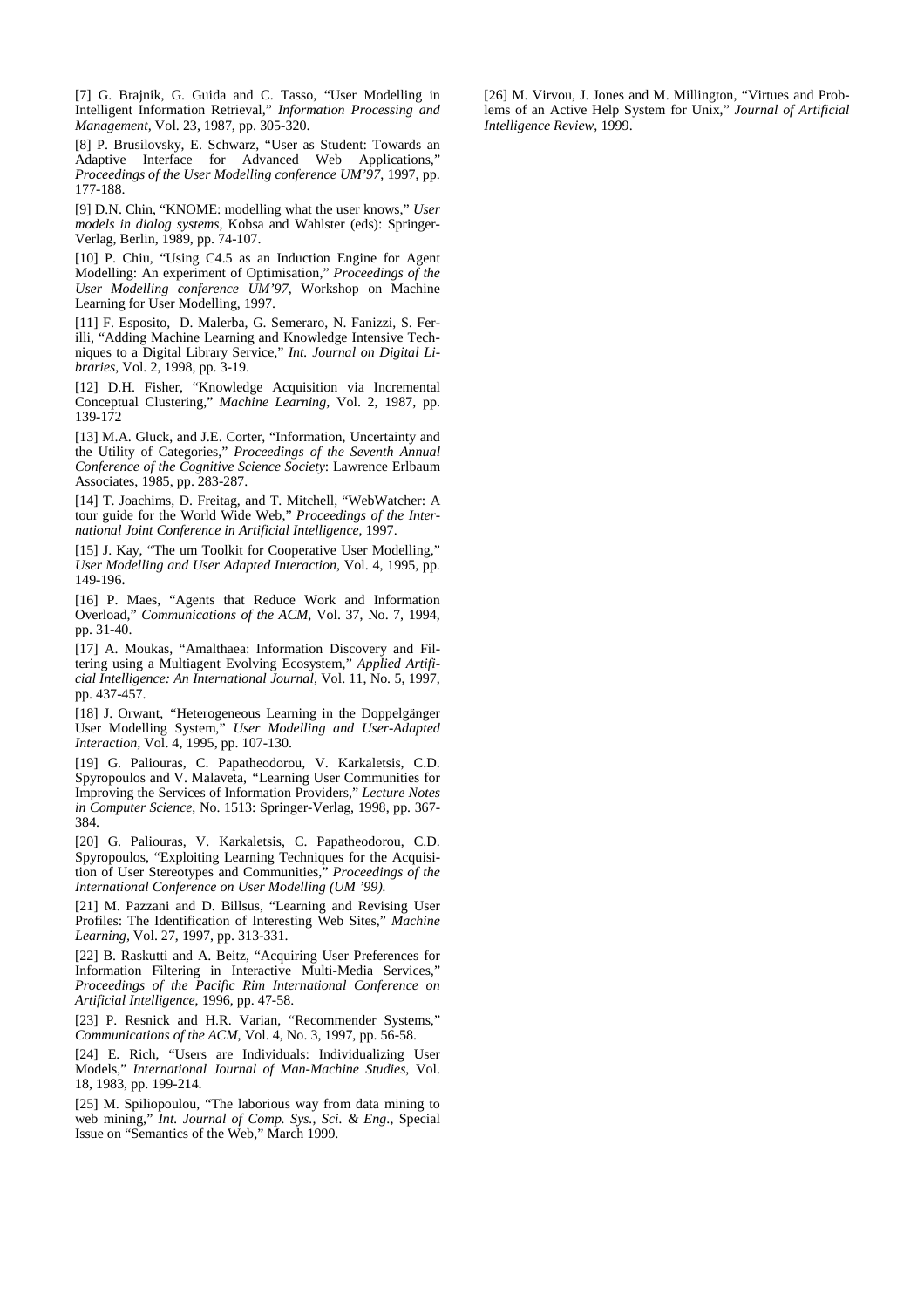[7] G. Brajnik, G. Guida and C. Tasso, "User Modelling in Intelligent Information Retrieval," *Information Processing and Management*, Vol. 23, 1987, pp. 305-320.

[8] P. Brusilovsky, E. Schwarz, "User as Student: Towards an Adaptive Interface for Advanced Web Applications," *Proceedings of the User Modelling conference UM'97*, 1997, pp. 177-188.

[9] D.N. Chin, "KNOME: modelling what the user knows," *User models in dialog systems*, Kobsa and Wahlster (eds): Springer-Verlag, Berlin, 1989, pp. 74-107.

[10] P. Chiu, "Using C4.5 as an Induction Engine for Agent Modelling: An experiment of Optimisation," *Proceedings of the User Modelling conference UM'97*, Workshop on Machine Learning for User Modelling, 1997.

[11] F. Esposito, D. Malerba, G. Semeraro, N. Fanizzi, S. Ferilli, "Adding Machine Learning and Knowledge Intensive Techniques to a Digital Library Service," *Int. Journal on Digital Libraries*, Vol. 2, 1998, pp. 3-19.

[12] D.H. Fisher, "Knowledge Acquisition via Incremental Conceptual Clustering," *Machine Learning*, Vol. 2, 1987, pp. 139-172

[13] M.A. Gluck, and J.E. Corter, "Information, Uncertainty and the Utility of Categories," *Proceedings of the Seventh Annual Conference of the Cognitive Science Society*: Lawrence Erlbaum Associates, 1985, pp. 283-287.

[14] T. Joachims, D. Freitag, and T. Mitchell, "WebWatcher: A tour guide for the World Wide Web," *Proceedings of the International Joint Conference in Artificial Intelligence*, 1997.

[15] J. Kay, "The um Toolkit for Cooperative User Modelling," *User Modelling and User Adapted Interaction*, Vol. 4, 1995, pp. 149-196.

[16] P. Maes, "Agents that Reduce Work and Information Overload," *Communications of the ACM*, Vol. 37, No. 7, 1994, pp. 31-40.

[17] A. Moukas, "Amalthaea: Information Discovery and Filtering using a Multiagent Evolving Ecosystem," *Applied Artificial Intelligence: An International Journal*, Vol. 11, No. 5, 1997, pp. 437-457.

[18] J. Orwant, "Heterogeneous Learning in the Doppelgänger User Modelling System," *User Modelling and User-Adapted Interaction*, Vol. 4, 1995, pp. 107-130.

[19] G. Paliouras, C. Papatheodorou, V. Karkaletsis, C.D. Spyropoulos and V. Malaveta, "Learning User Communities for Improving the Services of Information Providers," *Lecture Notes in Computer Science*, No. 1513: Springer-Verlag, 1998, pp. 367-384.

[20] G. Paliouras, V. Karkaletsis, C. Papatheodorou, C.D. Spyropoulos, "Exploiting Learning Techniques for the Acquisition of User Stereotypes and Communities," *Proceedings of the International Conference on User Modelling (UM '99).*

[21] M. Pazzani and D. Billsus, "Learning and Revising User Profiles: The Identification of Interesting Web Sites," *Machine Learning*, Vol. 27, 1997, pp. 313-331.

[22] B. Raskutti and A. Beitz, "Acquiring User Preferences for Information Filtering in Interactive Multi-Media Services," *Proceedings of the Pacific Rim International Conference on Artificial Intelligence*, 1996, pp. 47-58.

[23] P. Resnick and H.R. Varian, "Recommender Systems," *Communications of the ACM*, Vol. 4, No. 3, 1997, pp. 56-58.

[24] E. Rich, "Users are Individuals: Individualizing User Models," *International Journal of Man-Machine Studies*, Vol. 18, 1983, pp. 199-214.

[25] M. Spiliopoulou, "The laborious way from data mining to web mining," *Int. Journal of Comp. Sys., Sci. & Eng.*, Special Issue on "Semantics of the Web," March 1999.

[26] M. Virvou, J. Jones and M. Millington, "Virtues and Problems of an Active Help System for Unix," *Journal of Artificial Intelligence Review*, 1999.